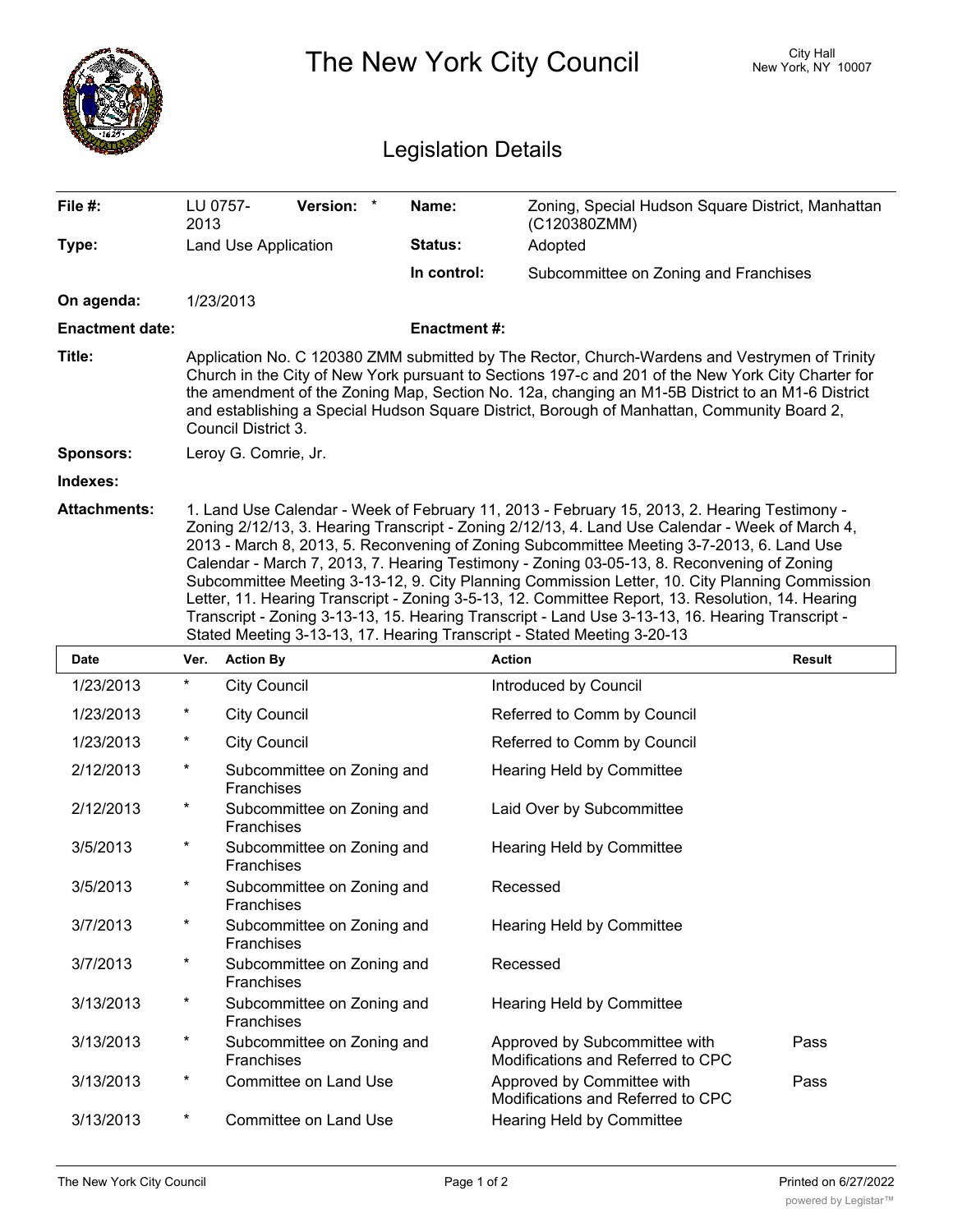# The New York City Council

City Hall
New York, NY 10007

## Legislation Details

| | | | |
|---|---|---|---|
| **File #:** | LU 0757-2013 **Version:** * | **Name:** | Zoning, Special Hudson Square District, Manhattan (C120380ZMM) |
| **Type:** | Land Use Application | **Status:** | Adopted |
| | | **In control:** | Subcommittee on Zoning and Franchises |
| **On agenda:** | 1/23/2013 | | |
| **Enactment date:** | | **Enactment #:** | |

**Title:** Application No. C 120380 ZMM submitted by The Rector, Church-Wardens and Vestrymen of Trinity Church in the City of New York pursuant to Sections 197-c and 201 of the New York City Charter for the amendment of the Zoning Map, Section No. 12a, changing an M1-5B District to an M1-6 District and establishing a Special Hudson Square District, Borough of Manhattan, Community Board 2, Council District 3.

**Sponsors:** Leroy G. Comrie, Jr.

**Indexes:**

**Attachments:** 1. Land Use Calendar - Week of February 11, 2013 - February 15, 2013, 2. Hearing Testimony - Zoning 2/12/13, 3. Hearing Transcript - Zoning 2/12/13, 4. Land Use Calendar - Week of March 4, 2013 - March 8, 2013, 5. Reconvening of Zoning Subcommittee Meeting 3-7-2013, 6. Land Use Calendar - March 7, 2013, 7. Hearing Testimony - Zoning 03-05-13, 8. Reconvening of Zoning Subcommittee Meeting 3-13-12, 9. City Planning Commission Letter, 10. City Planning Commission Letter, 11. Hearing Transcript - Zoning 3-5-13, 12. Committee Report, 13. Resolution, 14. Hearing Transcript - Zoning 3-13-13, 15. Hearing Transcript - Land Use 3-13-13, 16. Hearing Transcript - Stated Meeting 3-13-13, 17. Hearing Transcript - Stated Meeting 3-20-13

| Date | Ver. | Action By | Action | Result |
|---|---|---|---|---|
| 1/23/2013 | * | City Council | Introduced by Council | |
| 1/23/2013 | * | City Council | Referred to Comm by Council | |
| 1/23/2013 | * | City Council | Referred to Comm by Council | |
| 2/12/2013 | * | Subcommittee on Zoning and Franchises | Hearing Held by Committee | |
| 2/12/2013 | * | Subcommittee on Zoning and Franchises | Laid Over by Subcommittee | |
| 3/5/2013 | * | Subcommittee on Zoning and Franchises | Hearing Held by Committee | |
| 3/5/2013 | * | Subcommittee on Zoning and Franchises | Recessed | |
| 3/7/2013 | * | Subcommittee on Zoning and Franchises | Hearing Held by Committee | |
| 3/7/2013 | * | Subcommittee on Zoning and Franchises | Recessed | |
| 3/13/2013 | * | Subcommittee on Zoning and Franchises | Hearing Held by Committee | |
| 3/13/2013 | * | Subcommittee on Zoning and Franchises | Approved by Subcommittee with Modifications and Referred to CPC | Pass |
| 3/13/2013 | * | Committee on Land Use | Approved by Committee with Modifications and Referred to CPC | Pass |
| 3/13/2013 | * | Committee on Land Use | Hearing Held by Committee | |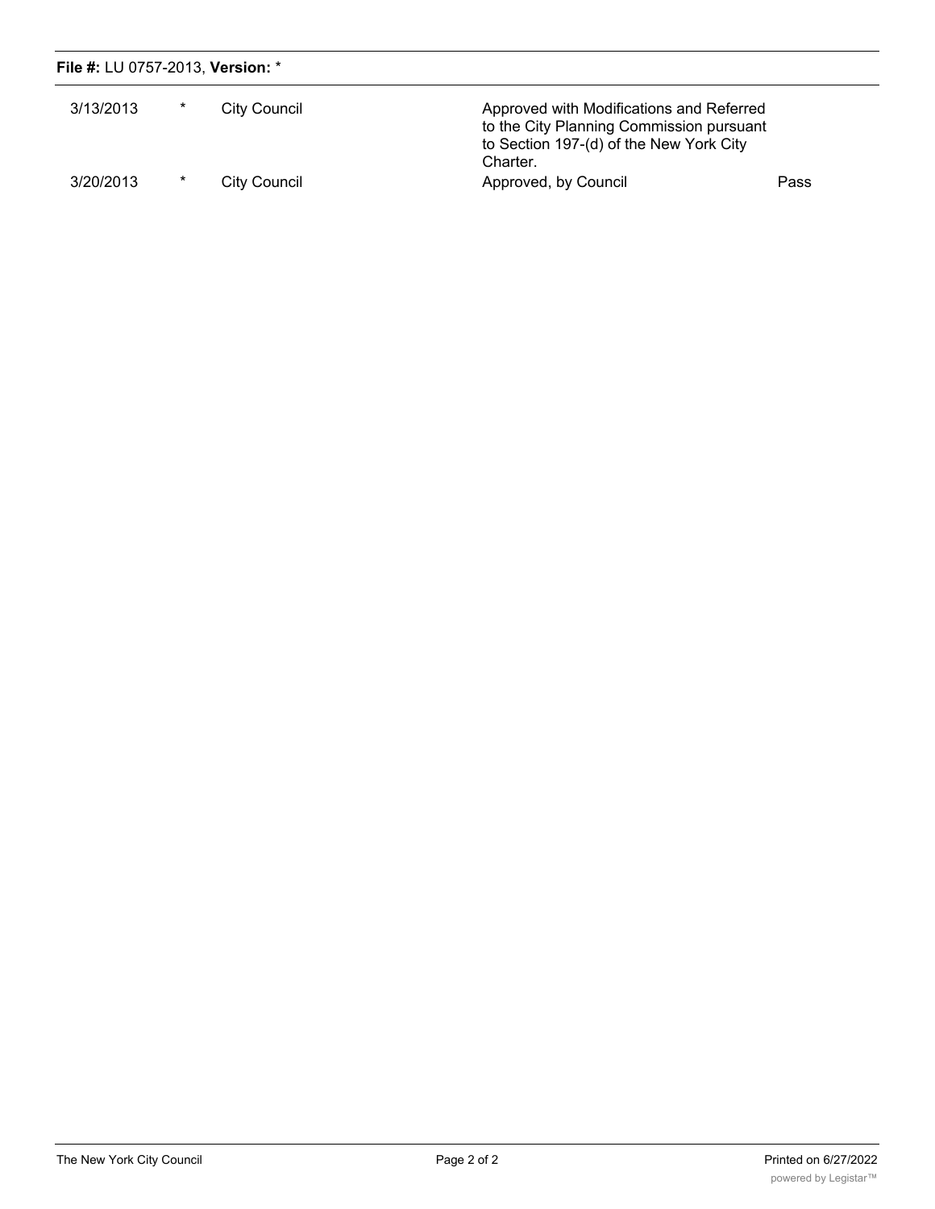**File #:** LU 0757-2013, **Version:** *

| | | | | |
|---|---|---|---|---|
| 3/13/2013 | * | City Council | Approved with Modifications and Referred to the City Planning Commission pursuant to Section 197-(d) of the New York City Charter. | |
| 3/20/2013 | * | City Council | Approved, by Council | Pass |